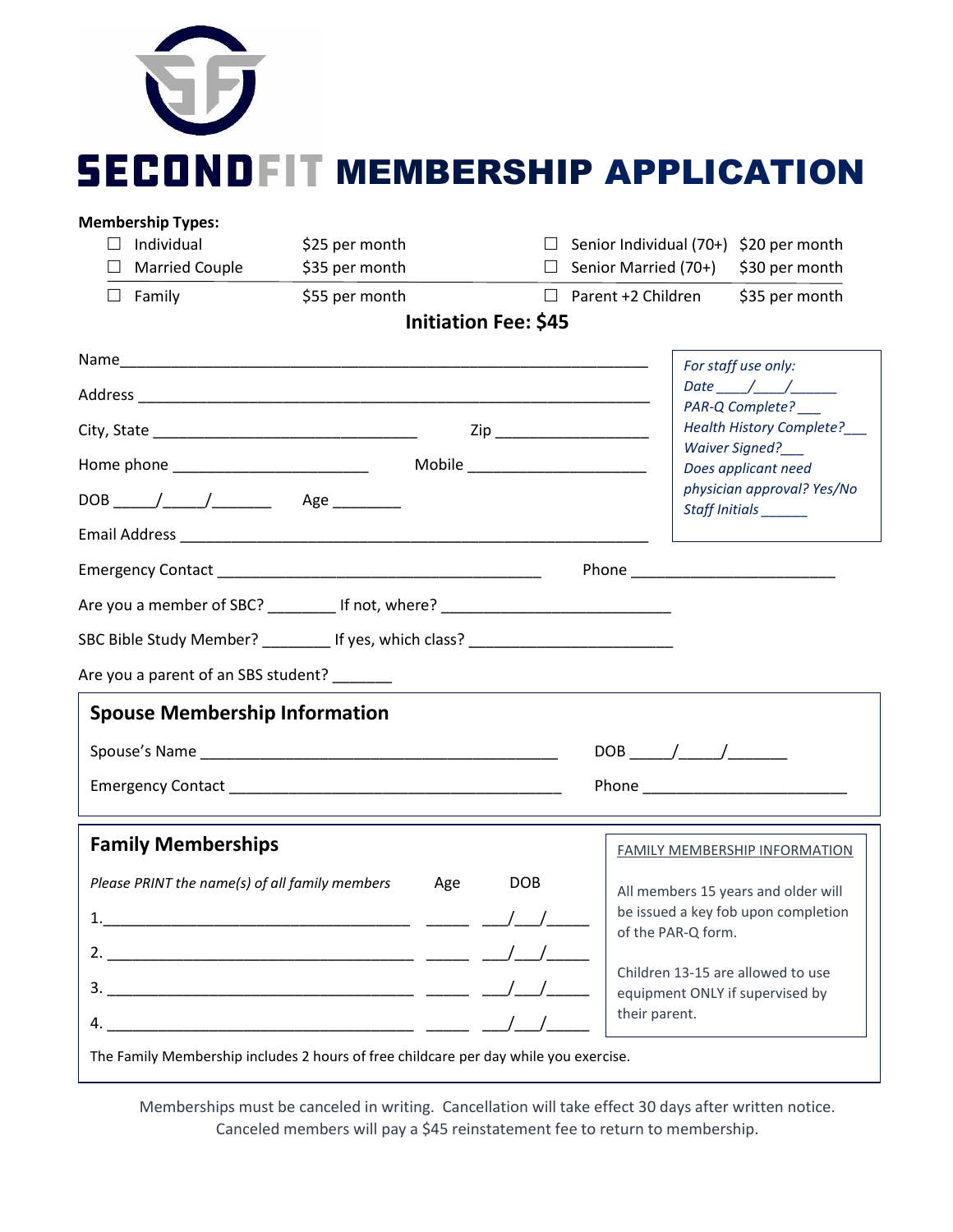# SECONDFIT MEMBERSHIP APPLICATION

**Membership Types:**

| | | | |
|---|---|---|---|
| ☐ Individual | $25 per month | ☐ Senior Individual (70+) | $20 per month |
| ☐ Married Couple | $35 per month | ☐ Senior Married (70+) | $30 per month |
| ☐ Family | $55 per month | ☐ Parent +2 Children | $35 per month |

**Initiation Fee: $45**

Name_______________________________________________

Address ____________________________________________

City, State ________________________ Zip ______________

Home phone _________________ Mobile ________________

DOB ____/____/______ Age ________

Email Address ______________________________________

*For staff use only:*
*Date ____/____/______*
*PAR-Q Complete? ___*
*Health History Complete?___*
*Waiver Signed?___*
*Does applicant need physician approval? Yes/No*
*Staff Initials ______*

Emergency Contact ____________________________ Phone __________________

Are you a member of SBC? ________ If not, where? ______________________

SBC Bible Study Member? ________ If yes, which class? ___________________

Are you a parent of an SBS student? _______

## Spouse Membership Information

Spouse's Name _________________________________ DOB ____/____/______

Emergency Contact ______________________________ Phone __________________

## Family Memberships

*Please PRINT the name(s) of all family members* Age DOB

1.___________________________________ _____ ___/___/_____

2.___________________________________ _____ ___/___/_____

3.___________________________________ _____ ___/___/_____

4.___________________________________ _____ ___/___/_____

The Family Membership includes 2 hours of free childcare per day while you exercise.

FAMILY MEMBERSHIP INFORMATION

All members 15 years and older will be issued a key fob upon completion of the PAR-Q form.

Children 13-15 are allowed to use equipment ONLY if supervised by their parent.

Memberships must be canceled in writing. Cancellation will take effect 30 days after written notice. Canceled members will pay a $45 reinstatement fee to return to membership.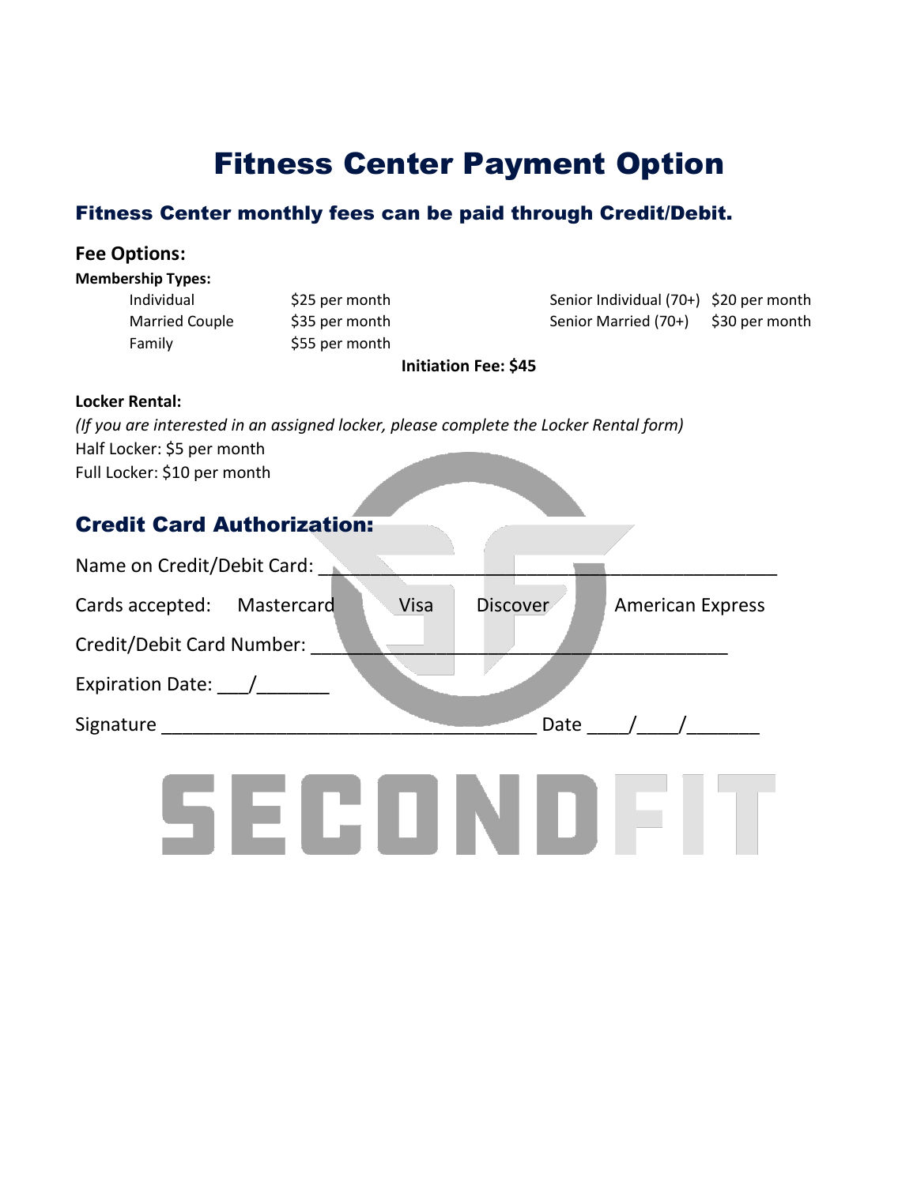# Fitness Center Payment Option

## Fitness Center monthly fees can be paid through Credit/Debit.

### Fee Options:

**Membership Types:**

| | | | |
|---|---|---|---|
| Individual | $25 per month | Senior Individual (70+) | $20 per month |
| Married Couple | $35 per month | Senior Married (70+) | $30 per month |
| Family | $55 per month | | |

**Initiation Fee: $45**

**Locker Rental:**

*(If you are interested in an assigned locker, please complete the Locker Rental form)*

Half Locker: $5 per month

Full Locker: $10 per month

## Credit Card Authorization:

Name on Credit/Debit Card: ______________________________________________

Cards accepted: Mastercard Visa Discover American Express

Credit/Debit Card Number: __________________________________________

Expiration Date: ___/_______

Signature ____________________________________ Date ____/____/_______

SECONDFIT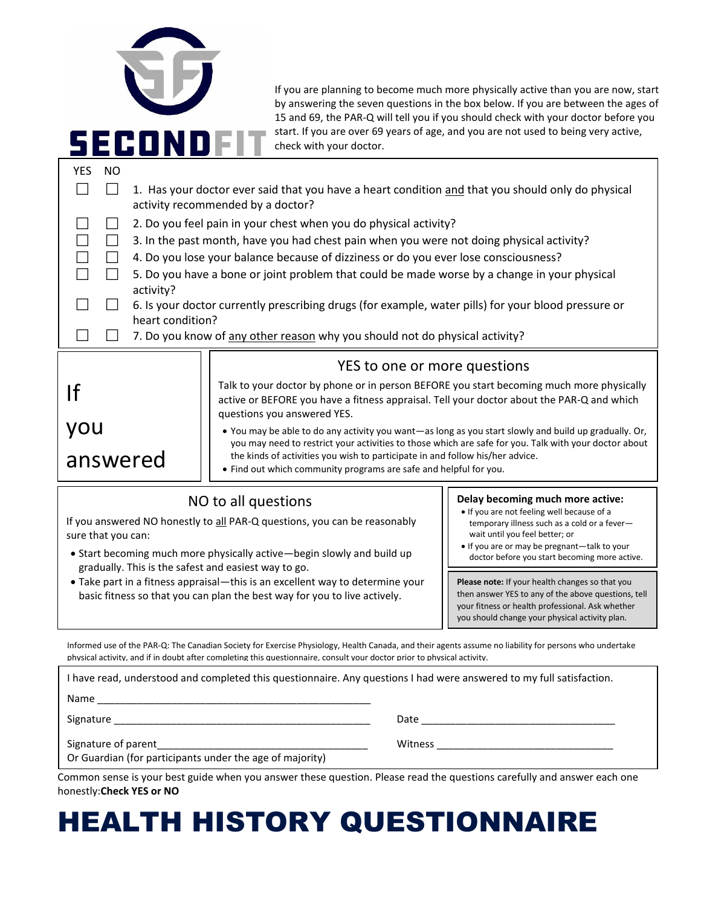SECONDFIT

If you are planning to become much more physically active than you are now, start by answering the seven questions in the box below. If you are between the ages of 15 and 69, the PAR-Q will tell you if you should check with your doctor before you start. If you are over 69 years of age, and you are not used to being very active, check with your doctor.

| YES | NO | |
|---|---|---|
| ☐ | ☐ | 1. Has your doctor ever said that you have a heart condition and that you should only do physical activity recommended by a doctor? |
| ☐ | ☐ | 2. Do you feel pain in your chest when you do physical activity? |
| ☐ | ☐ | 3. In the past month, have you had chest pain when you were not doing physical activity? |
| ☐ | ☐ | 4. Do you lose your balance because of dizziness or do you ever lose consciousness? |
| ☐ | ☐ | 5. Do you have a bone or joint problem that could be made worse by a change in your physical activity? |
| ☐ | ☐ | 6. Is your doctor currently prescribing drugs (for example, water pills) for your blood pressure or heart condition? |
| ☐ | ☐ | 7. Do you know of any other reason why you should not do physical activity? |

If you answered

## YES to one or more questions

Talk to your doctor by phone or in person BEFORE you start becoming much more physically active or BEFORE you have a fitness appraisal. Tell your doctor about the PAR-Q and which questions you answered YES.

- You may be able to do any activity you want—as long as you start slowly and build up gradually. Or, you may need to restrict your activities to those which are safe for you. Talk with your doctor about the kinds of activities you wish to participate in and follow his/her advice.
- Find out which community programs are safe and helpful for you.

## NO to all questions

If you answered NO honestly to all PAR-Q questions, you can be reasonably sure that you can:

- Start becoming much more physically active—begin slowly and build up gradually. This is the safest and easiest way to go.
- Take part in a fitness appraisal—this is an excellent way to determine your basic fitness so that you can plan the best way for you to live actively.

**Delay becoming much more active:**

- If you are not feeling well because of a temporary illness such as a cold or a fever—wait until you feel better; or
- If you are or may be pregnant—talk to your doctor before you start becoming more active.

**Please note:** If your health changes so that you then answer YES to any of the above questions, tell your fitness or health professional. Ask whether you should change your physical activity plan.

Informed use of the PAR-Q: The Canadian Society for Exercise Physiology, Health Canada, and their agents assume no liability for persons who undertake physical activity, and if in doubt after completing this questionnaire, consult your doctor prior to physical activity.

I have read, understood and completed this questionnaire. Any questions I had were answered to my full satisfaction.

Name ___________________________________________________

Signature _______________________________________________ Date ___________________________________

Signature of parent_______________________________________ Witness ________________________________
Or Guardian (for participants under the age of majority)

Common sense is your best guide when you answer these question. Please read the questions carefully and answer each one honestly:**Check YES or NO**

# HEALTH HISTORY QUESTIONNAIRE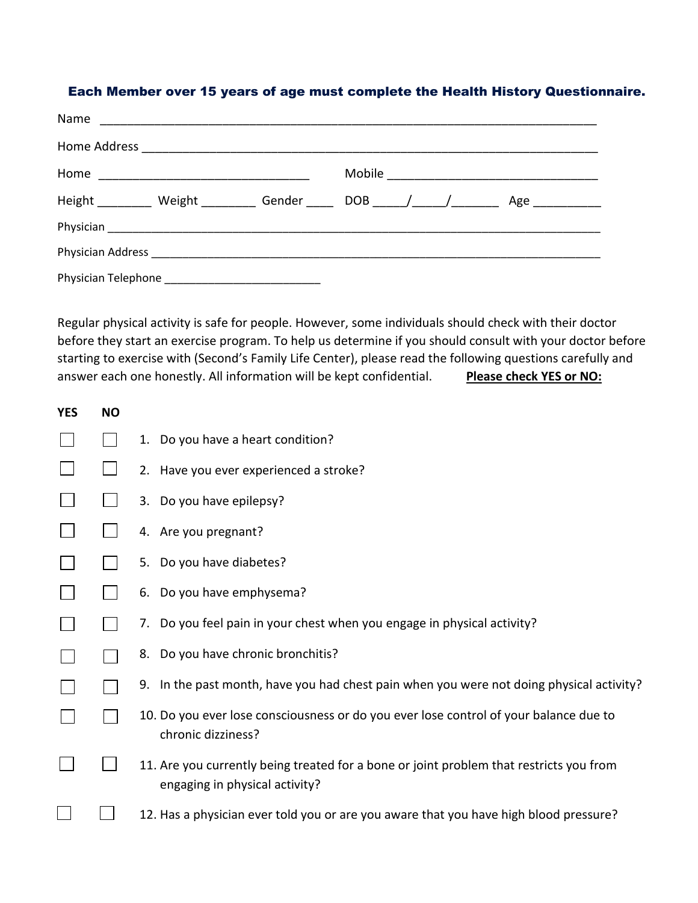**Each Member over 15 years of age must complete the Health History Questionnaire.**

Name ___________________________________________________________________________

Home Address ______________________________________________________________________

Home _______________________________ Mobile _______________________________

Height ________ Weight ________ Gender ____ DOB _____/_____/_______ Age __________

Physician _____________________________________________________________________________

Physician Address _______________________________________________________________________

Physician Telephone _________________________

Regular physical activity is safe for people. However, some individuals should check with their doctor before they start an exercise program. To help us determine if you should consult with your doctor before starting to exercise with (Second's Family Life Center), please read the following questions carefully and answer each one honestly. All information will be kept confidential. **Please check YES or NO:**

| YES | NO | |
|---|---|---|
| ☐ | ☐ | 1. Do you have a heart condition? |
| ☐ | ☐ | 2. Have you ever experienced a stroke? |
| ☐ | ☐ | 3. Do you have epilepsy? |
| ☐ | ☐ | 4. Are you pregnant? |
| ☐ | ☐ | 5. Do you have diabetes? |
| ☐ | ☐ | 6. Do you have emphysema? |
| ☐ | ☐ | 7. Do you feel pain in your chest when you engage in physical activity? |
| ☐ | ☐ | 8. Do you have chronic bronchitis? |
| ☐ | ☐ | 9. In the past month, have you had chest pain when you were not doing physical activity? |
| ☐ | ☐ | 10. Do you ever lose consciousness or do you ever lose control of your balance due to chronic dizziness? |
| ☐ | ☐ | 11. Are you currently being treated for a bone or joint problem that restricts you from engaging in physical activity? |
| ☐ | ☐ | 12. Has a physician ever told you or are you aware that you have high blood pressure? |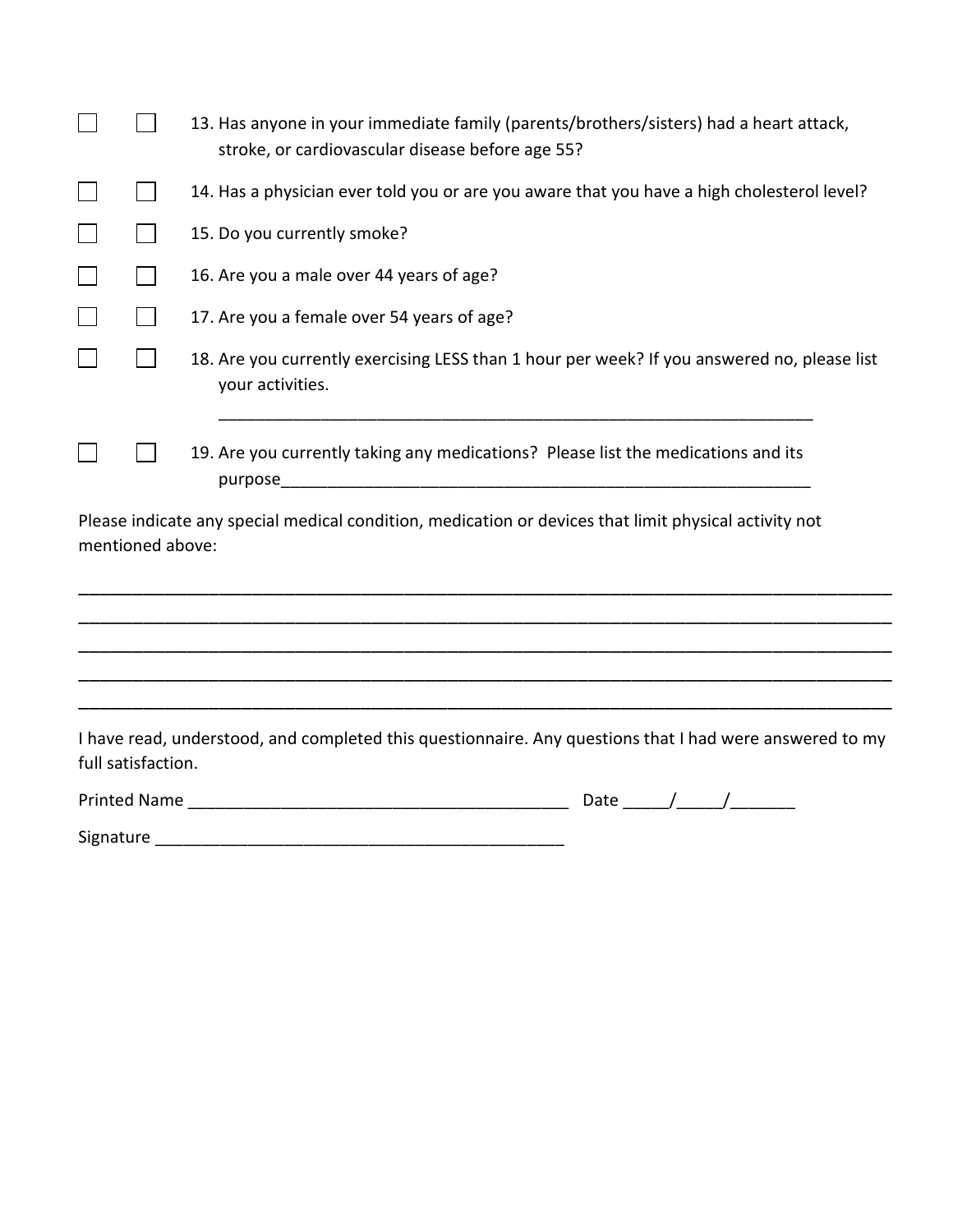☐ ☐ 13. Has anyone in your immediate family (parents/brothers/sisters) had a heart attack, stroke, or cardiovascular disease before age 55?

☐ ☐ 14. Has a physician ever told you or are you aware that you have a high cholesterol level?

☐ ☐ 15. Do you currently smoke?

☐ ☐ 16. Are you a male over 44 years of age?

☐ ☐ 17. Are you a female over 54 years of age?

☐ ☐ 18. Are you currently exercising LESS than 1 hour per week? If you answered no, please list your activities.

_________________________________________________________________

☐ ☐ 19. Are you currently taking any medications? Please list the medications and its purpose_______________________________________________________

Please indicate any special medical condition, medication or devices that limit physical activity not mentioned above:

_______________________________________________________________________________

_______________________________________________________________________________

_______________________________________________________________________________

_______________________________________________________________________________

_______________________________________________________________________________

I have read, understood, and completed this questionnaire. Any questions that I had were answered to my full satisfaction.

Printed Name _________________________________________ Date _____/_____/_______

Signature ____________________________________________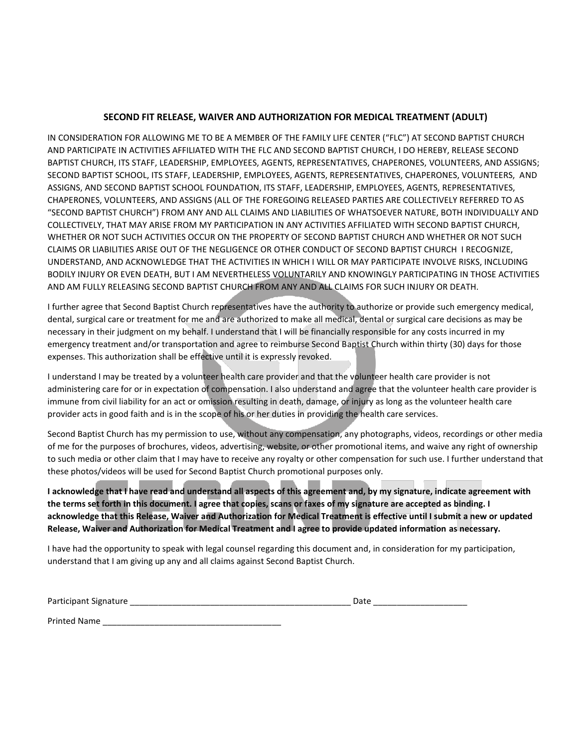## SECOND FIT RELEASE, WAIVER AND AUTHORIZATION FOR MEDICAL TREATMENT (ADULT)

IN CONSIDERATION FOR ALLOWING ME TO BE A MEMBER OF THE FAMILY LIFE CENTER ("FLC") AT SECOND BAPTIST CHURCH AND PARTICIPATE IN ACTIVITIES AFFILIATED WITH THE FLC AND SECOND BAPTIST CHURCH, I DO HEREBY, RELEASE SECOND BAPTIST CHURCH, ITS STAFF, LEADERSHIP, EMPLOYEES, AGENTS, REPRESENTATIVES, CHAPERONES, VOLUNTEERS, AND ASSIGNS; SECOND BAPTIST SCHOOL, ITS STAFF, LEADERSHIP, EMPLOYEES, AGENTS, REPRESENTATIVES, CHAPERONES, VOLUNTEERS, AND ASSIGNS, AND SECOND BAPTIST SCHOOL FOUNDATION, ITS STAFF, LEADERSHIP, EMPLOYEES, AGENTS, REPRESENTATIVES, CHAPERONES, VOLUNTEERS, AND ASSIGNS (ALL OF THE FOREGOING RELEASED PARTIES ARE COLLECTIVELY REFERRED TO AS "SECOND BAPTIST CHURCH") FROM ANY AND ALL CLAIMS AND LIABILITIES OF WHATSOEVER NATURE, BOTH INDIVIDUALLY AND COLLECTIVELY, THAT MAY ARISE FROM MY PARTICIPATION IN ANY ACTIVITIES AFFILIATED WITH SECOND BAPTIST CHURCH, WHETHER OR NOT SUCH ACTIVITIES OCCUR ON THE PROPERTY OF SECOND BAPTIST CHURCH AND WHETHER OR NOT SUCH CLAIMS OR LIABILITIES ARISE OUT OF THE NEGLIGENCE OR OTHER CONDUCT OF SECOND BAPTIST CHURCH I RECOGNIZE, UNDERSTAND, AND ACKNOWLEDGE THAT THE ACTIVITIES IN WHICH I WILL OR MAY PARTICIPATE INVOLVE RISKS, INCLUDING BODILY INJURY OR EVEN DEATH, BUT I AM NEVERTHELESS VOLUNTARILY AND KNOWINGLY PARTICIPATING IN THOSE ACTIVITIES AND AM FULLY RELEASING SECOND BAPTIST CHURCH FROM ANY AND ALL CLAIMS FOR SUCH INJURY OR DEATH.

I further agree that Second Baptist Church representatives have the authority to authorize or provide such emergency medical, dental, surgical care or treatment for me and are authorized to make all medical, dental or surgical care decisions as may be necessary in their judgment on my behalf. I understand that I will be financially responsible for any costs incurred in my emergency treatment and/or transportation and agree to reimburse Second Baptist Church within thirty (30) days for those expenses. This authorization shall be effective until it is expressly revoked.

I understand I may be treated by a volunteer health care provider and that the volunteer health care provider is not administering care for or in expectation of compensation. I also understand and agree that the volunteer health care provider is immune from civil liability for an act or omission resulting in death, damage, or injury as long as the volunteer health care provider acts in good faith and is in the scope of his or her duties in providing the health care services.

Second Baptist Church has my permission to use, without any compensation, any photographs, videos, recordings or other media of me for the purposes of brochures, videos, advertising, website, or other promotional items, and waive any right of ownership to such media or other claim that I may have to receive any royalty or other compensation for such use. I further understand that these photos/videos will be used for Second Baptist Church promotional purposes only.

**I acknowledge that I have read and understand all aspects of this agreement and, by my signature, indicate agreement with the terms set forth in this document. I agree that copies, scans or faxes of my signature are accepted as binding. I acknowledge that this Release, Waiver and Authorization for Medical Treatment is effective until I submit a new or updated Release, Waiver and Authorization for Medical Treatment and I agree to provide updated information as necessary.**

I have had the opportunity to speak with legal counsel regarding this document and, in consideration for my participation, understand that I am giving up any and all claims against Second Baptist Church.

Participant Signature _______________________________________________ Date ____________________

Printed Name _______________________________________